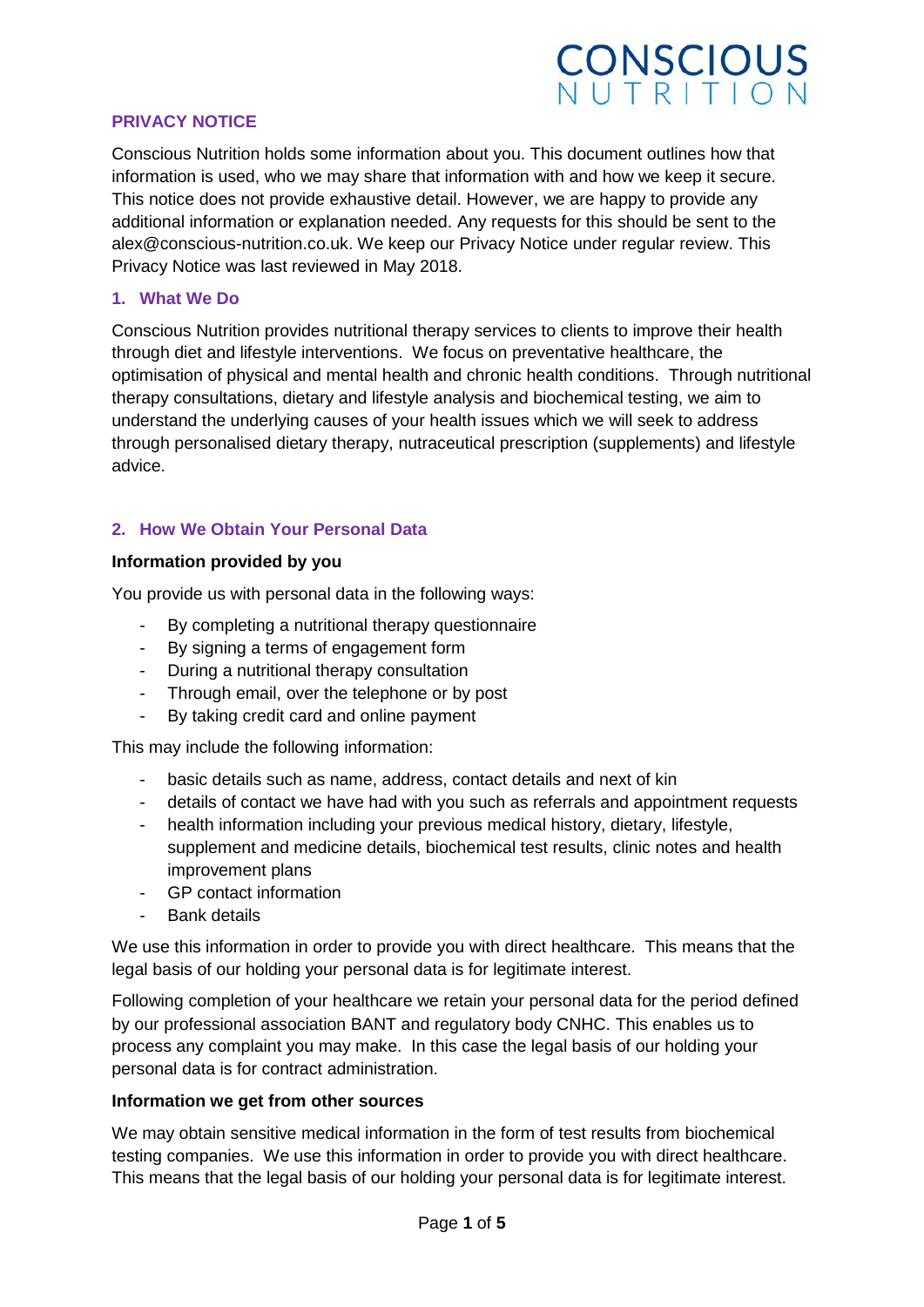CONSCIOUS NUTRITION

# PRIVACY NOTICE

Conscious Nutrition holds some information about you. This document outlines how that information is used, who we may share that information with and how we keep it secure. This notice does not provide exhaustive detail. However, we are happy to provide any additional information or explanation needed. Any requests for this should be sent to the alex@conscious-nutrition.co.uk. We keep our Privacy Notice under regular review. This Privacy Notice was last reviewed in May 2018.

## 1. What We Do

Conscious Nutrition provides nutritional therapy services to clients to improve their health through diet and lifestyle interventions. We focus on preventative healthcare, the optimisation of physical and mental health and chronic health conditions. Through nutritional therapy consultations, dietary and lifestyle analysis and biochemical testing, we aim to understand the underlying causes of your health issues which we will seek to address through personalised dietary therapy, nutraceutical prescription (supplements) and lifestyle advice.

## 2. How We Obtain Your Personal Data

**Information provided by you**

You provide us with personal data in the following ways:

- By completing a nutritional therapy questionnaire
- By signing a terms of engagement form
- During a nutritional therapy consultation
- Through email, over the telephone or by post
- By taking credit card and online payment

This may include the following information:

- basic details such as name, address, contact details and next of kin
- details of contact we have had with you such as referrals and appointment requests
- health information including your previous medical history, dietary, lifestyle, supplement and medicine details, biochemical test results, clinic notes and health improvement plans
- GP contact information
- Bank details

We use this information in order to provide you with direct healthcare. This means that the legal basis of our holding your personal data is for legitimate interest.

Following completion of your healthcare we retain your personal data for the period defined by our professional association BANT and regulatory body CNHC. This enables us to process any complaint you may make. In this case the legal basis of our holding your personal data is for contract administration.

**Information we get from other sources**

We may obtain sensitive medical information in the form of test results from biochemical testing companies. We use this information in order to provide you with direct healthcare. This means that the legal basis of our holding your personal data is for legitimate interest.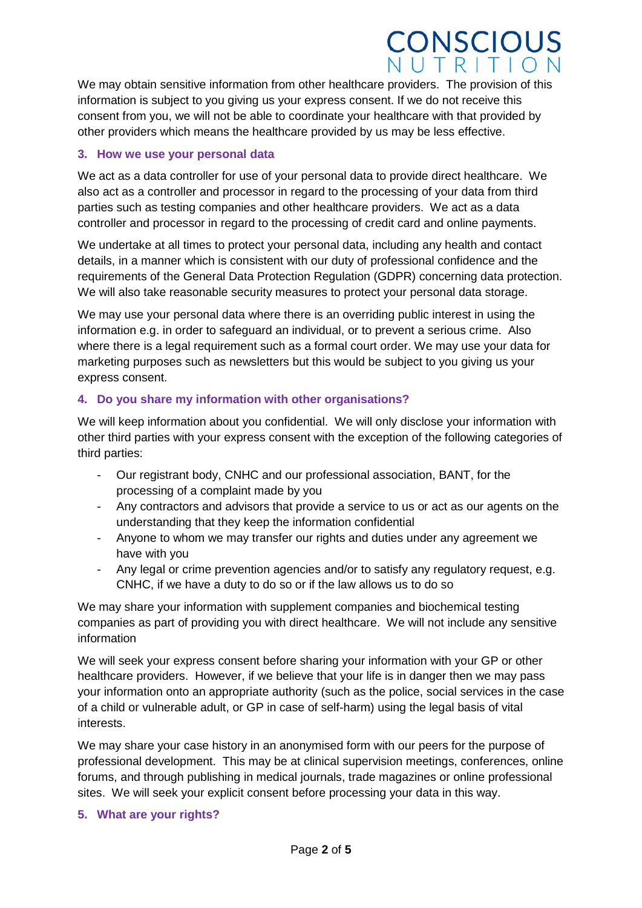We may obtain sensitive information from other healthcare providers. The provision of this information is subject to you giving us your express consent. If we do not receive this consent from you, we will not be able to coordinate your healthcare with that provided by other providers which means the healthcare provided by us may be less effective.

## 3. How we use your personal data

We act as a data controller for use of your personal data to provide direct healthcare. We also act as a controller and processor in regard to the processing of your data from third parties such as testing companies and other healthcare providers. We act as a data controller and processor in regard to the processing of credit card and online payments.

We undertake at all times to protect your personal data, including any health and contact details, in a manner which is consistent with our duty of professional confidence and the requirements of the General Data Protection Regulation (GDPR) concerning data protection. We will also take reasonable security measures to protect your personal data storage.

We may use your personal data where there is an overriding public interest in using the information e.g. in order to safeguard an individual, or to prevent a serious crime. Also where there is a legal requirement such as a formal court order. We may use your data for marketing purposes such as newsletters but this would be subject to you giving us your express consent.

## 4. Do you share my information with other organisations?

We will keep information about you confidential. We will only disclose your information with other third parties with your express consent with the exception of the following categories of third parties:

- Our registrant body, CNHC and our professional association, BANT, for the processing of a complaint made by you
- Any contractors and advisors that provide a service to us or act as our agents on the understanding that they keep the information confidential
- Anyone to whom we may transfer our rights and duties under any agreement we have with you
- Any legal or crime prevention agencies and/or to satisfy any regulatory request, e.g. CNHC, if we have a duty to do so or if the law allows us to do so

We may share your information with supplement companies and biochemical testing companies as part of providing you with direct healthcare. We will not include any sensitive information

We will seek your express consent before sharing your information with your GP or other healthcare providers. However, if we believe that your life is in danger then we may pass your information onto an appropriate authority (such as the police, social services in the case of a child or vulnerable adult, or GP in case of self-harm) using the legal basis of vital interests.

We may share your case history in an anonymised form with our peers for the purpose of professional development. This may be at clinical supervision meetings, conferences, online forums, and through publishing in medical journals, trade magazines or online professional sites. We will seek your explicit consent before processing your data in this way.

## 5. What are your rights?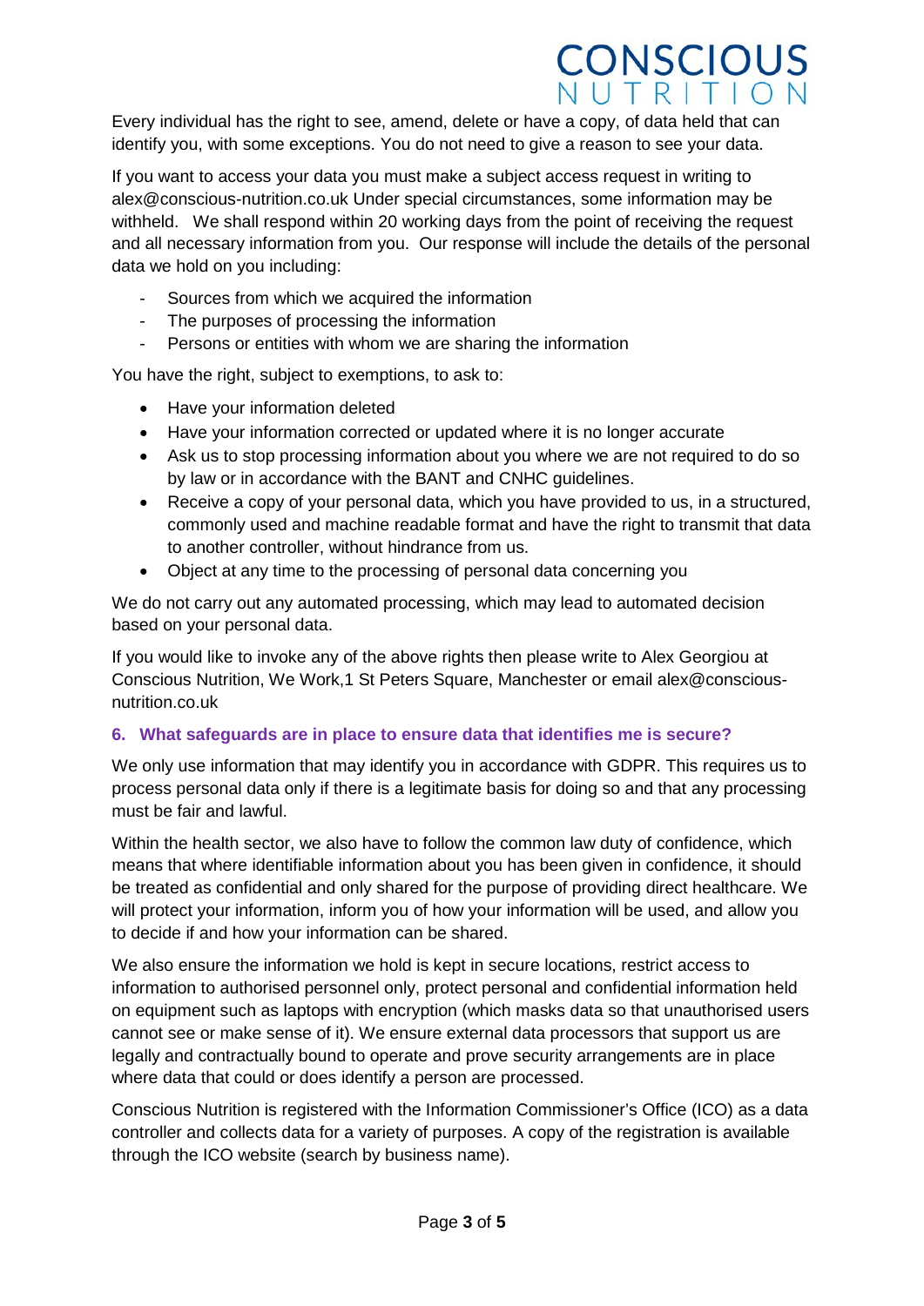Every individual has the right to see, amend, delete or have a copy, of data held that can identify you, with some exceptions. You do not need to give a reason to see your data.

If you want to access your data you must make a subject access request in writing to alex@conscious-nutrition.co.uk Under special circumstances, some information may be withheld. We shall respond within 20 working days from the point of receiving the request and all necessary information from you. Our response will include the details of the personal data we hold on you including:

- Sources from which we acquired the information
- The purposes of processing the information
- Persons or entities with whom we are sharing the information

You have the right, subject to exemptions, to ask to:

- Have your information deleted
- Have your information corrected or updated where it is no longer accurate
- Ask us to stop processing information about you where we are not required to do so by law or in accordance with the BANT and CNHC guidelines.
- Receive a copy of your personal data, which you have provided to us, in a structured, commonly used and machine readable format and have the right to transmit that data to another controller, without hindrance from us.
- Object at any time to the processing of personal data concerning you

We do not carry out any automated processing, which may lead to automated decision based on your personal data.

If you would like to invoke any of the above rights then please write to Alex Georgiou at Conscious Nutrition, We Work,1 St Peters Square, Manchester or email alex@conscious-nutrition.co.uk

## 6. What safeguards are in place to ensure data that identifies me is secure?

We only use information that may identify you in accordance with GDPR. This requires us to process personal data only if there is a legitimate basis for doing so and that any processing must be fair and lawful.

Within the health sector, we also have to follow the common law duty of confidence, which means that where identifiable information about you has been given in confidence, it should be treated as confidential and only shared for the purpose of providing direct healthcare. We will protect your information, inform you of how your information will be used, and allow you to decide if and how your information can be shared.

We also ensure the information we hold is kept in secure locations, restrict access to information to authorised personnel only, protect personal and confidential information held on equipment such as laptops with encryption (which masks data so that unauthorised users cannot see or make sense of it). We ensure external data processors that support us are legally and contractually bound to operate and prove security arrangements are in place where data that could or does identify a person are processed.

Conscious Nutrition is registered with the Information Commissioner's Office (ICO) as a data controller and collects data for a variety of purposes. A copy of the registration is available through the ICO website (search by business name).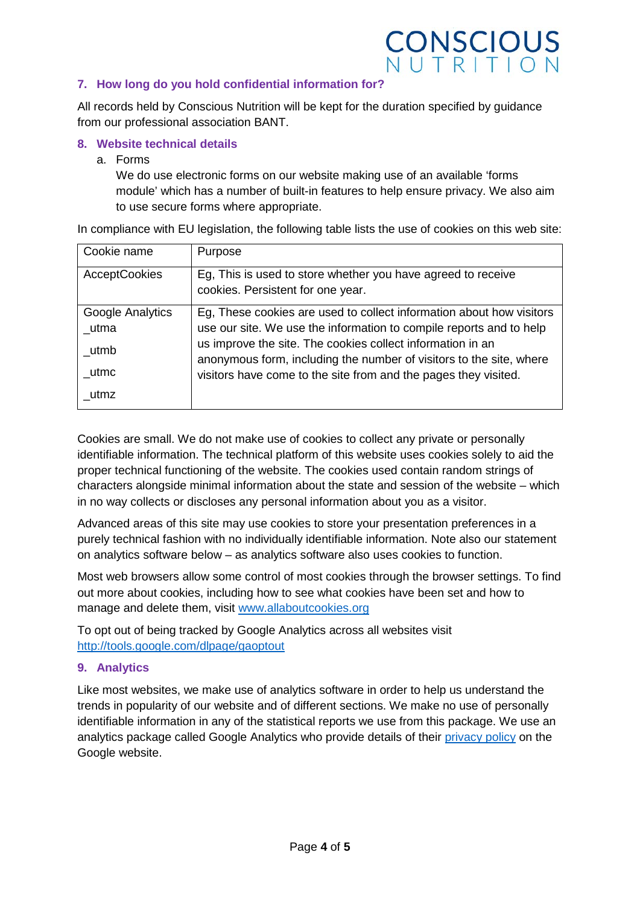## 7. How long do you hold confidential information for?

All records held by Conscious Nutrition will be kept for the duration specified by guidance from our professional association BANT.

## 8. Website technical details

a. Forms

We do use electronic forms on our website making use of an available 'forms module' which has a number of built-in features to help ensure privacy. We also aim to use secure forms where appropriate.

In compliance with EU legislation, the following table lists the use of cookies on this web site:

| Cookie name | Purpose |
|---|---|
| AcceptCookies | Eg, This is used to store whether you have agreed to receive cookies. Persistent for one year. |
| Google Analytics _utma _utmb _utmc _utmz | Eg, These cookies are used to collect information about how visitors use our site. We use the information to compile reports and to help us improve the site. The cookies collect information in an anonymous form, including the number of visitors to the site, where visitors have come to the site from and the pages they visited. |

Cookies are small. We do not make use of cookies to collect any private or personally identifiable information. The technical platform of this website uses cookies solely to aid the proper technical functioning of the website. The cookies used contain random strings of characters alongside minimal information about the state and session of the website – which in no way collects or discloses any personal information about you as a visitor.

Advanced areas of this site may use cookies to store your presentation preferences in a purely technical fashion with no individually identifiable information. Note also our statement on analytics software below – as analytics software also uses cookies to function.

Most web browsers allow some control of most cookies through the browser settings. To find out more about cookies, including how to see what cookies have been set and how to manage and delete them, visit [www.allaboutcookies.org](http://www.allaboutcookies.org)

To opt out of being tracked by Google Analytics across all websites visit [http://tools.google.com/dlpage/gaoptout](http://tools.google.com/dlpage/gaoptout)

## 9. Analytics

Like most websites, we make use of analytics software in order to help us understand the trends in popularity of our website and of different sections. We make no use of personally identifiable information in any of the statistical reports we use from this package. We use an analytics package called Google Analytics who provide details of their privacy policy on the Google website.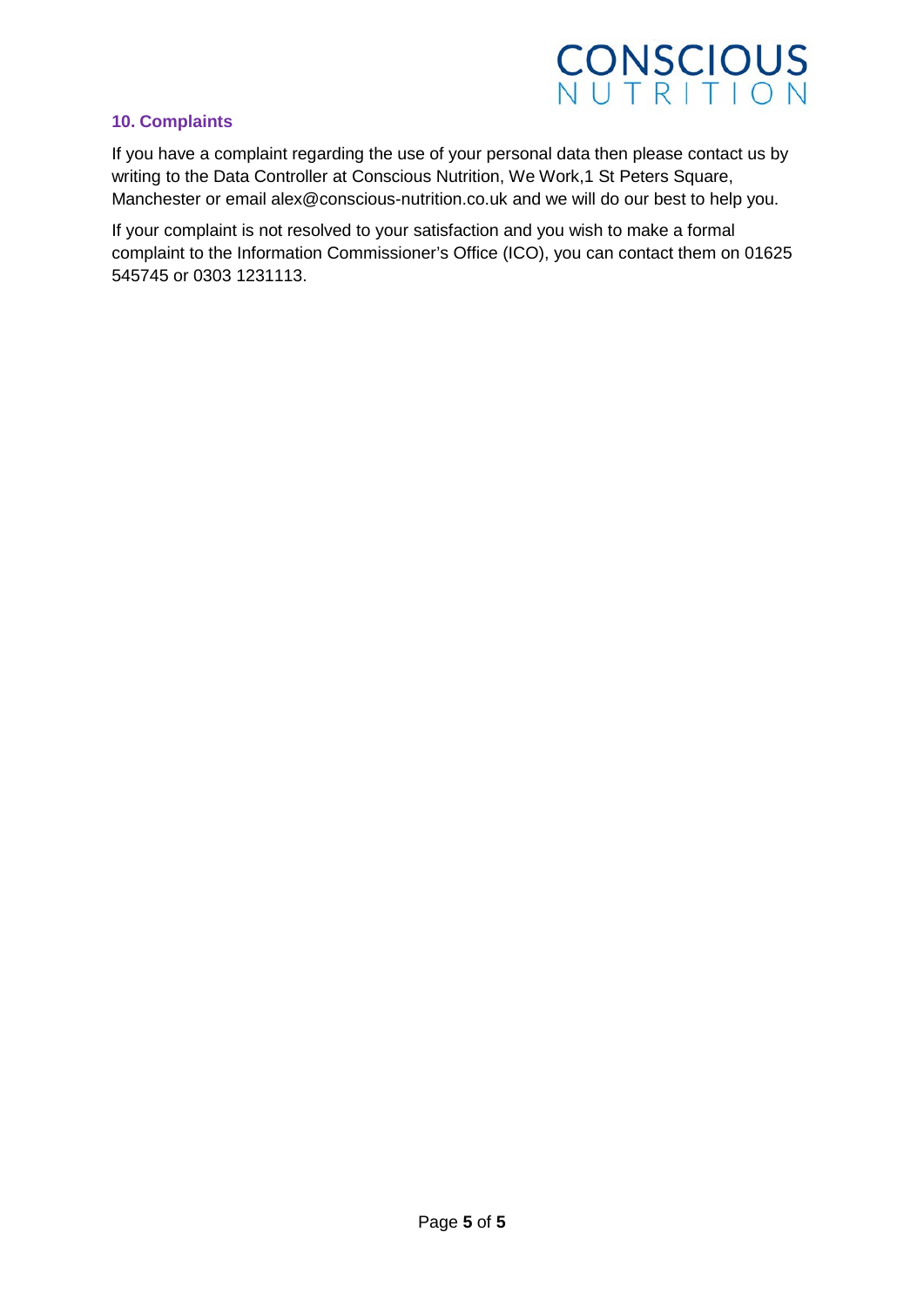## 10. Complaints

If you have a complaint regarding the use of your personal data then please contact us by writing to the Data Controller at Conscious Nutrition, We Work,1 St Peters Square, Manchester or email alex@conscious-nutrition.co.uk and we will do our best to help you.

If your complaint is not resolved to your satisfaction and you wish to make a formal complaint to the Information Commissioner's Office (ICO), you can contact them on 01625 545745 or 0303 1231113.